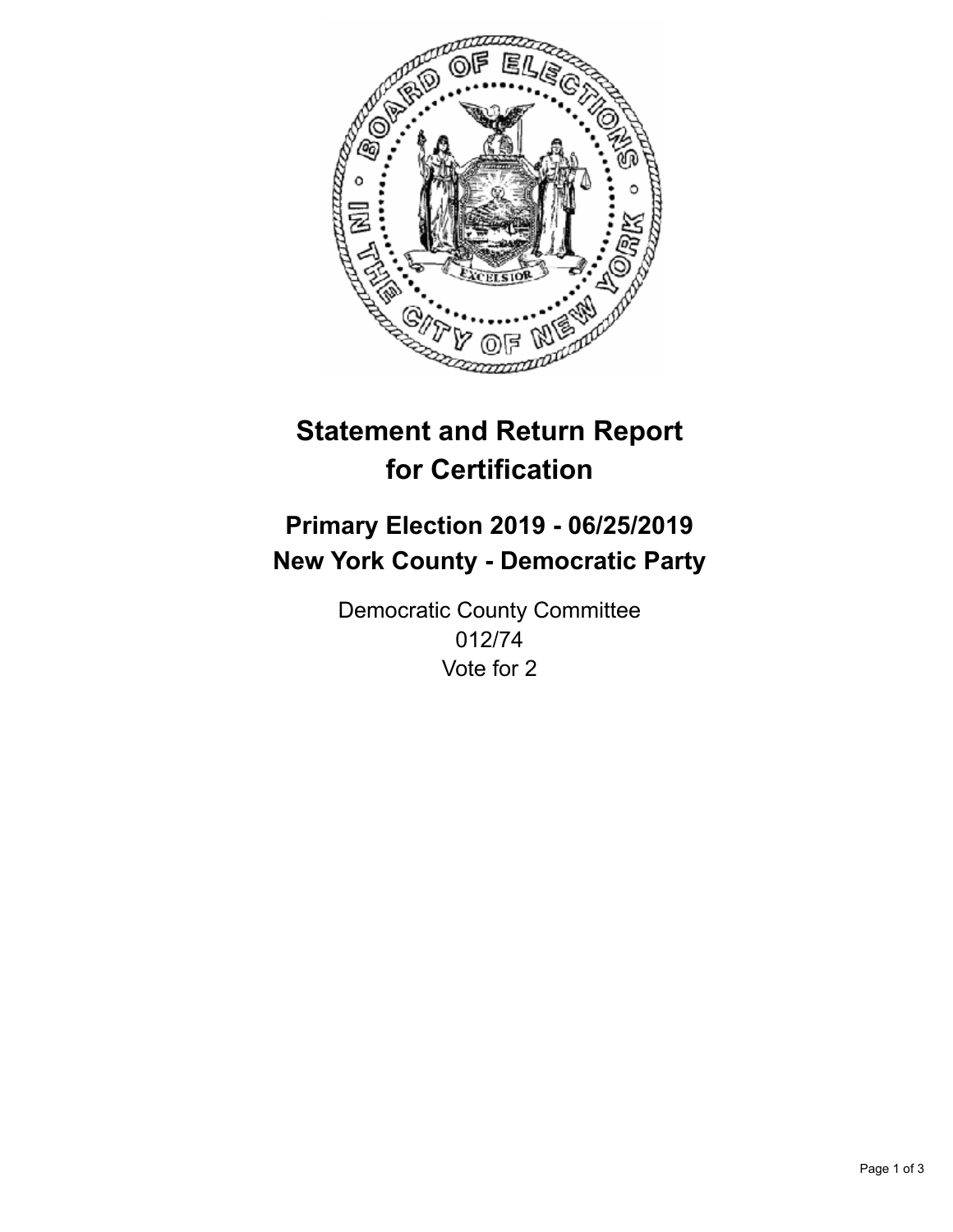# Statement and Return Report for Certification

## Primary Election 2019 - 06/25/2019
## New York County - Democratic Party

Democratic County Committee
012/74
Vote for 2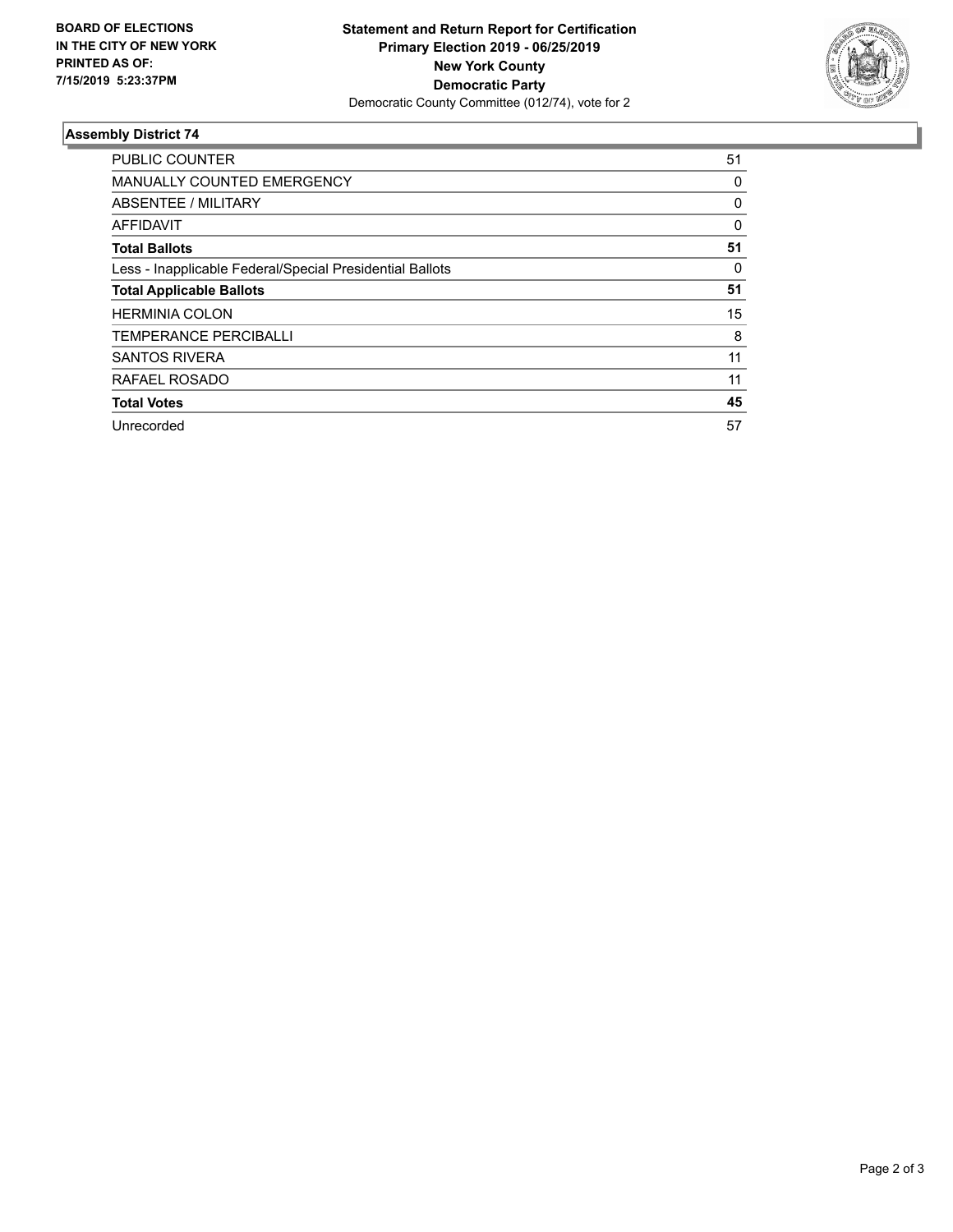**BOARD OF ELECTIONS IN THE CITY OF NEW YORK PRINTED AS OF: 7/15/2019 5:23:37PM**

**Statement and Return Report for Certification**
**Primary Election 2019 - 06/25/2019**
**New York County**
**Democratic Party**
Democratic County Committee (012/74), vote for 2

### Assembly District 74

| | |
|---|---|
| PUBLIC COUNTER | 51 |
| MANUALLY COUNTED EMERGENCY | 0 |
| ABSENTEE / MILITARY | 0 |
| AFFIDAVIT | 0 |
| **Total Ballots** | **51** |
| Less - Inapplicable Federal/Special Presidential Ballots | 0 |
| **Total Applicable Ballots** | **51** |
| HERMINIA COLON | 15 |
| TEMPERANCE PERCIBALLI | 8 |
| SANTOS RIVERA | 11 |
| RAFAEL ROSADO | 11 |
| **Total Votes** | **45** |
| Unrecorded | 57 |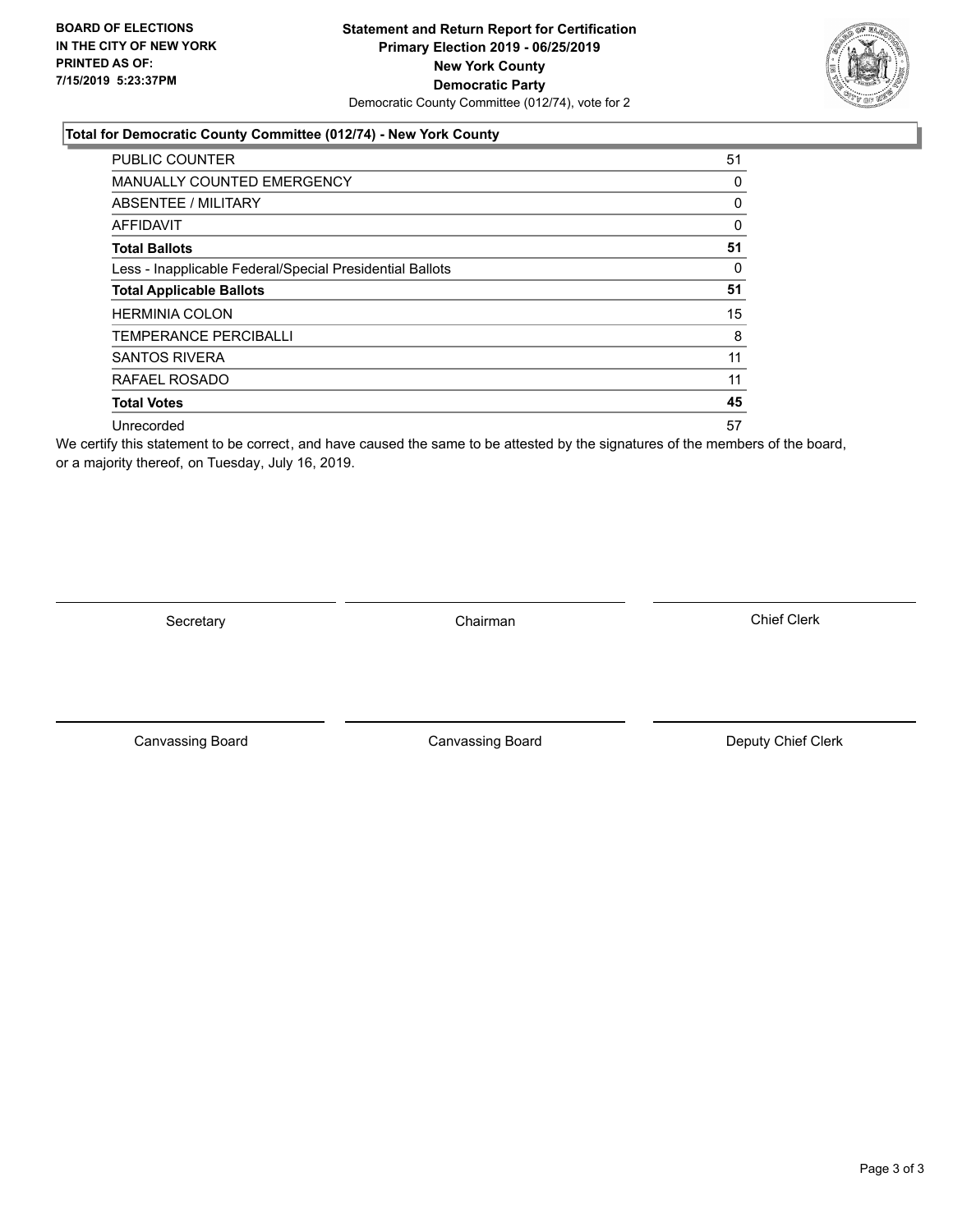**BOARD OF ELECTIONS IN THE CITY OF NEW YORK PRINTED AS OF: 7/15/2019 5:23:37PM**

**Statement and Return Report for Certification**
**Primary Election 2019 - 06/25/2019**
**New York County**
**Democratic Party**
Democratic County Committee (012/74), vote for 2

### Total for Democratic County Committee (012/74) - New York County

| | |
|---|---|
| PUBLIC COUNTER | 51 |
| MANUALLY COUNTED EMERGENCY | 0 |
| ABSENTEE / MILITARY | 0 |
| AFFIDAVIT | 0 |
| **Total Ballots** | **51** |
| Less - Inapplicable Federal/Special Presidential Ballots | 0 |
| **Total Applicable Ballots** | **51** |
| HERMINIA COLON | 15 |
| TEMPERANCE PERCIBALLI | 8 |
| SANTOS RIVERA | 11 |
| RAFAEL ROSADO | 11 |
| **Total Votes** | **45** |
| Unrecorded | 57 |

We certify this statement to be correct, and have caused the same to be attested by the signatures of the members of the board, or a majority thereof, on Tuesday, July 16, 2019.

Secretary

Chairman

Chief Clerk

Canvassing Board

Canvassing Board

Deputy Chief Clerk